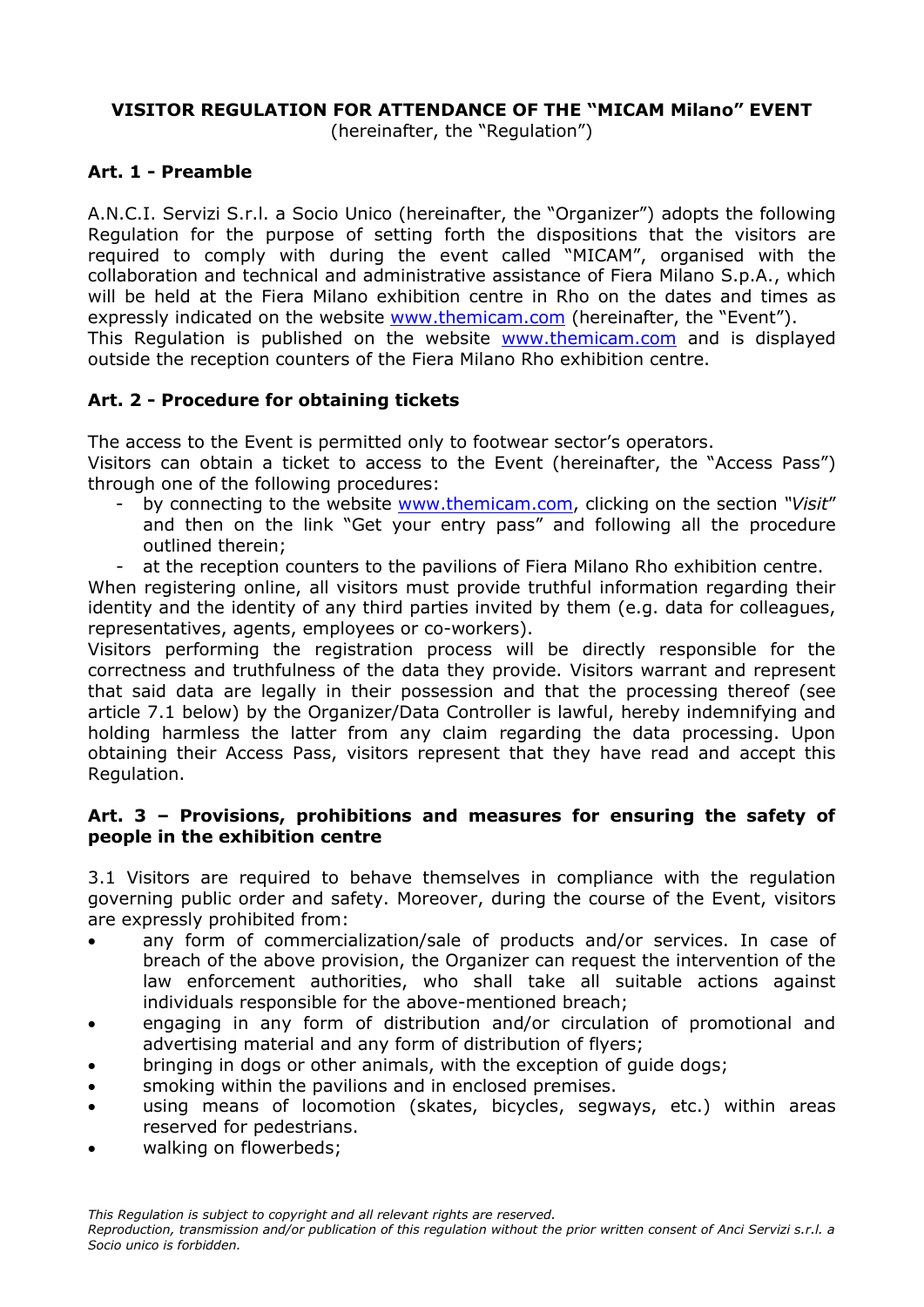# VISITOR REGULATION FOR ATTENDANCE OF THE "MICAM Milano" EVENT

(hereinafter, the "Regulation")

## Art. 1 - Preamble

A.N.C.I. Servizi S.r.l. a Socio Unico (hereinafter, the "Organizer") adopts the following Regulation for the purpose of setting forth the dispositions that the visitors are required to comply with during the event called "MICAM", organised with the collaboration and technical and administrative assistance of Fiera Milano S.p.A., which will be held at the Fiera Milano exhibition centre in Rho on the dates and times as expressly indicated on the website www.themicam.com (hereinafter, the "Event").
This Regulation is published on the website www.themicam.com and is displayed outside the reception counters of the Fiera Milano Rho exhibition centre.

## Art. 2 - Procedure for obtaining tickets

The access to the Event is permitted only to footwear sector's operators.
Visitors can obtain a ticket to access to the Event (hereinafter, the "Access Pass") through one of the following procedures:

- by connecting to the website www.themicam.com, clicking on the section "*Visit*" and then on the link "Get your entry pass" and following all the procedure outlined therein;
- at the reception counters to the pavilions of Fiera Milano Rho exhibition centre.

When registering online, all visitors must provide truthful information regarding their identity and the identity of any third parties invited by them (e.g. data for colleagues, representatives, agents, employees or co-workers).
Visitors performing the registration process will be directly responsible for the correctness and truthfulness of the data they provide. Visitors warrant and represent that said data are legally in their possession and that the processing thereof (see article 7.1 below) by the Organizer/Data Controller is lawful, hereby indemnifying and holding harmless the latter from any claim regarding the data processing. Upon obtaining their Access Pass, visitors represent that they have read and accept this Regulation.

## Art. 3 – Provisions, prohibitions and measures for ensuring the safety of people in the exhibition centre

3.1 Visitors are required to behave themselves in compliance with the regulation governing public order and safety. Moreover, during the course of the Event, visitors are expressly prohibited from:

- any form of commercialization/sale of products and/or services. In case of breach of the above provision, the Organizer can request the intervention of the law enforcement authorities, who shall take all suitable actions against individuals responsible for the above-mentioned breach;
- engaging in any form of distribution and/or circulation of promotional and advertising material and any form of distribution of flyers;
- bringing in dogs or other animals, with the exception of guide dogs;
- smoking within the pavilions and in enclosed premises.
- using means of locomotion (skates, bicycles, segways, etc.) within areas reserved for pedestrians.
- walking on flowerbeds;

*This Regulation is subject to copyright and all relevant rights are reserved.*
*Reproduction, transmission and/or publication of this regulation without the prior written consent of Anci Servizi s.r.l. a Socio unico is forbidden.*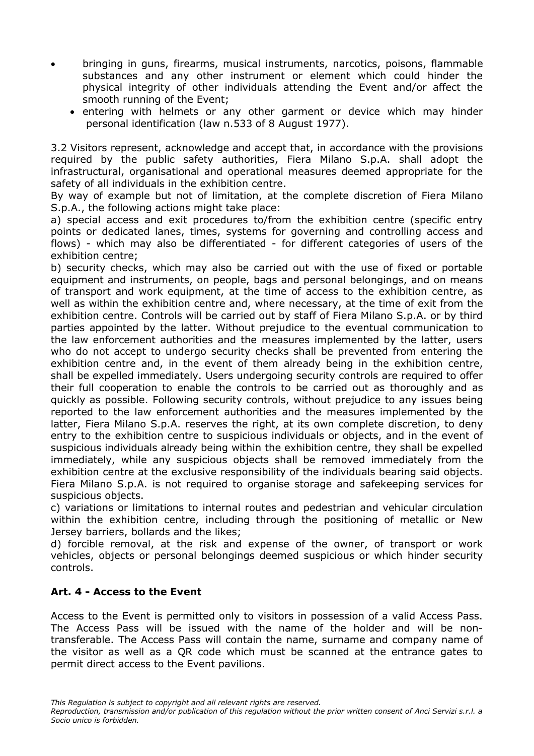- bringing in guns, firearms, musical instruments, narcotics, poisons, flammable substances and any other instrument or element which could hinder the physical integrity of other individuals attending the Event and/or affect the smooth running of the Event;
- entering with helmets or any other garment or device which may hinder personal identification (law n.533 of 8 August 1977).

3.2 Visitors represent, acknowledge and accept that, in accordance with the provisions required by the public safety authorities, Fiera Milano S.p.A. shall adopt the infrastructural, organisational and operational measures deemed appropriate for the safety of all individuals in the exhibition centre.

By way of example but not of limitation, at the complete discretion of Fiera Milano S.p.A., the following actions might take place:

a) special access and exit procedures to/from the exhibition centre (specific entry points or dedicated lanes, times, systems for governing and controlling access and flows) - which may also be differentiated - for different categories of users of the exhibition centre;

b) security checks, which may also be carried out with the use of fixed or portable equipment and instruments, on people, bags and personal belongings, and on means of transport and work equipment, at the time of access to the exhibition centre, as well as within the exhibition centre and, where necessary, at the time of exit from the exhibition centre. Controls will be carried out by staff of Fiera Milano S.p.A. or by third parties appointed by the latter. Without prejudice to the eventual communication to the law enforcement authorities and the measures implemented by the latter, users who do not accept to undergo security checks shall be prevented from entering the exhibition centre and, in the event of them already being in the exhibition centre, shall be expelled immediately. Users undergoing security controls are required to offer their full cooperation to enable the controls to be carried out as thoroughly and as quickly as possible. Following security controls, without prejudice to any issues being reported to the law enforcement authorities and the measures implemented by the latter, Fiera Milano S.p.A. reserves the right, at its own complete discretion, to deny entry to the exhibition centre to suspicious individuals or objects, and in the event of suspicious individuals already being within the exhibition centre, they shall be expelled immediately, while any suspicious objects shall be removed immediately from the exhibition centre at the exclusive responsibility of the individuals bearing said objects. Fiera Milano S.p.A. is not required to organise storage and safekeeping services for suspicious objects.

c) variations or limitations to internal routes and pedestrian and vehicular circulation within the exhibition centre, including through the positioning of metallic or New Jersey barriers, bollards and the likes;

d) forcible removal, at the risk and expense of the owner, of transport or work vehicles, objects or personal belongings deemed suspicious or which hinder security controls.

## Art. 4 - Access to the Event

Access to the Event is permitted only to visitors in possession of a valid Access Pass. The Access Pass will be issued with the name of the holder and will be non-transferable. The Access Pass will contain the name, surname and company name of the visitor as well as a QR code which must be scanned at the entrance gates to permit direct access to the Event pavilions.

*This Regulation is subject to copyright and all relevant rights are reserved.*
*Reproduction, transmission and/or publication of this regulation without the prior written consent of Anci Servizi s.r.l. a Socio unico is forbidden.*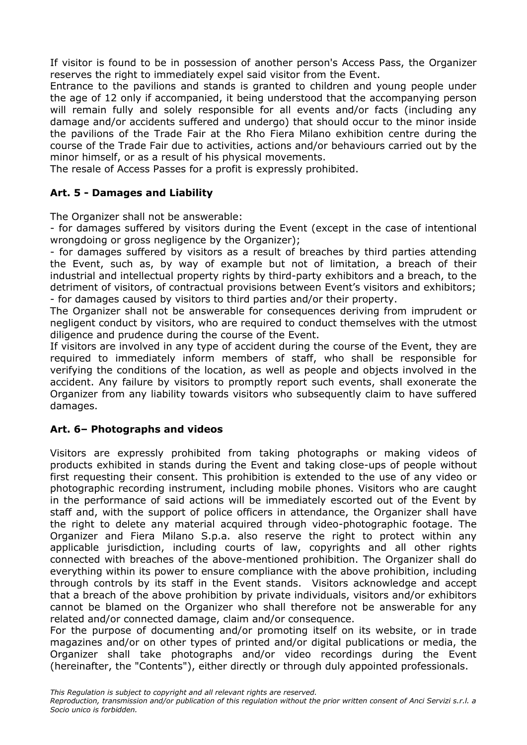If visitor is found to be in possession of another person's Access Pass, the Organizer reserves the right to immediately expel said visitor from the Event.

Entrance to the pavilions and stands is granted to children and young people under the age of 12 only if accompanied, it being understood that the accompanying person will remain fully and solely responsible for all events and/or facts (including any damage and/or accidents suffered and undergo) that should occur to the minor inside the pavilions of the Trade Fair at the Rho Fiera Milano exhibition centre during the course of the Trade Fair due to activities, actions and/or behaviours carried out by the minor himself, or as a result of his physical movements.

The resale of Access Passes for a profit is expressly prohibited.

## Art. 5 - Damages and Liability

The Organizer shall not be answerable:

- for damages suffered by visitors during the Event (except in the case of intentional wrongdoing or gross negligence by the Organizer);
- for damages suffered by visitors as a result of breaches by third parties attending the Event, such as, by way of example but not of limitation, a breach of their industrial and intellectual property rights by third-party exhibitors and a breach, to the detriment of visitors, of contractual provisions between Event's visitors and exhibitors;
- for damages caused by visitors to third parties and/or their property.

The Organizer shall not be answerable for consequences deriving from imprudent or negligent conduct by visitors, who are required to conduct themselves with the utmost diligence and prudence during the course of the Event.

If visitors are involved in any type of accident during the course of the Event, they are required to immediately inform members of staff, who shall be responsible for verifying the conditions of the location, as well as people and objects involved in the accident. Any failure by visitors to promptly report such events, shall exonerate the Organizer from any liability towards visitors who subsequently claim to have suffered damages.

## Art. 6– Photographs and videos

Visitors are expressly prohibited from taking photographs or making videos of products exhibited in stands during the Event and taking close-ups of people without first requesting their consent. This prohibition is extended to the use of any video or photographic recording instrument, including mobile phones. Visitors who are caught in the performance of said actions will be immediately escorted out of the Event by staff and, with the support of police officers in attendance, the Organizer shall have the right to delete any material acquired through video-photographic footage. The Organizer and Fiera Milano S.p.a. also reserve the right to protect within any applicable jurisdiction, including courts of law, copyrights and all other rights connected with breaches of the above-mentioned prohibition. The Organizer shall do everything within its power to ensure compliance with the above prohibition, including through controls by its staff in the Event stands. Visitors acknowledge and accept that a breach of the above prohibition by private individuals, visitors and/or exhibitors cannot be blamed on the Organizer who shall therefore not be answerable for any related and/or connected damage, claim and/or consequence.

For the purpose of documenting and/or promoting itself on its website, or in trade magazines and/or on other types of printed and/or digital publications or media, the Organizer shall take photographs and/or video recordings during the Event (hereinafter, the "Contents"), either directly or through duly appointed professionals.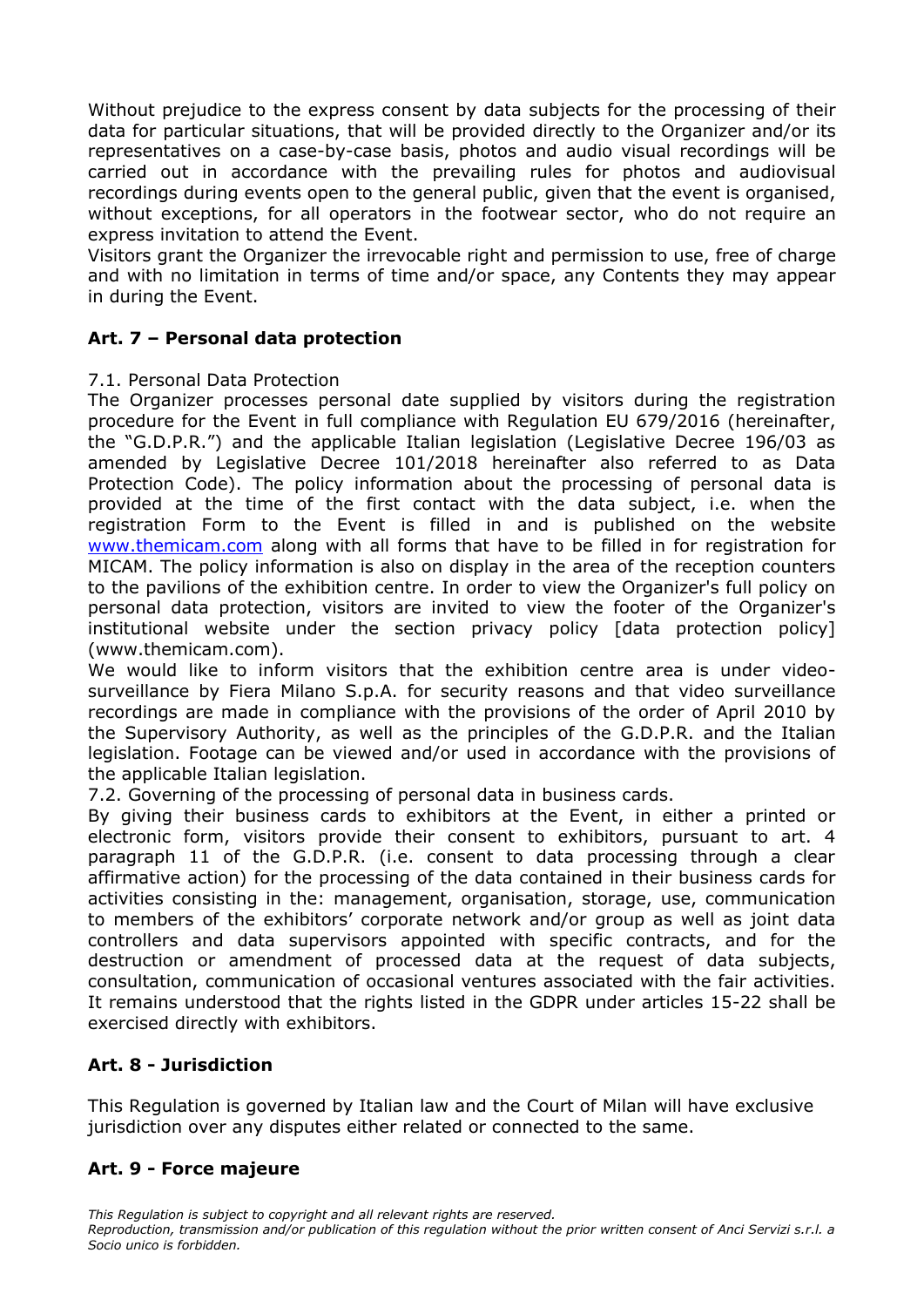Without prejudice to the express consent by data subjects for the processing of their data for particular situations, that will be provided directly to the Organizer and/or its representatives on a case-by-case basis, photos and audio visual recordings will be carried out in accordance with the prevailing rules for photos and audiovisual recordings during events open to the general public, given that the event is organised, without exceptions, for all operators in the footwear sector, who do not require an express invitation to attend the Event.

Visitors grant the Organizer the irrevocable right and permission to use, free of charge and with no limitation in terms of time and/or space, any Contents they may appear in during the Event.

## Art. 7 – Personal data protection

7.1. Personal Data Protection

The Organizer processes personal date supplied by visitors during the registration procedure for the Event in full compliance with Regulation EU 679/2016 (hereinafter, the "G.D.P.R.") and the applicable Italian legislation (Legislative Decree 196/03 as amended by Legislative Decree 101/2018 hereinafter also referred to as Data Protection Code). The policy information about the processing of personal data is provided at the time of the first contact with the data subject, i.e. when the registration Form to the Event is filled in and is published on the website [www.themicam.com](http://www.themicam.com) along with all forms that have to be filled in for registration for MICAM. The policy information is also on display in the area of the reception counters to the pavilions of the exhibition centre. In order to view the Organizer's full policy on personal data protection, visitors are invited to view the footer of the Organizer's institutional website under the section privacy policy [data protection policy] (www.themicam.com).

We would like to inform visitors that the exhibition centre area is under video-surveillance by Fiera Milano S.p.A. for security reasons and that video surveillance recordings are made in compliance with the provisions of the order of April 2010 by the Supervisory Authority, as well as the principles of the G.D.P.R. and the Italian legislation. Footage can be viewed and/or used in accordance with the provisions of the applicable Italian legislation.

7.2. Governing of the processing of personal data in business cards.

By giving their business cards to exhibitors at the Event, in either a printed or electronic form, visitors provide their consent to exhibitors, pursuant to art. 4 paragraph 11 of the G.D.P.R. (i.e. consent to data processing through a clear affirmative action) for the processing of the data contained in their business cards for activities consisting in the: management, organisation, storage, use, communication to members of the exhibitors' corporate network and/or group as well as joint data controllers and data supervisors appointed with specific contracts, and for the destruction or amendment of processed data at the request of data subjects, consultation, communication of occasional ventures associated with the fair activities. It remains understood that the rights listed in the GDPR under articles 15-22 shall be exercised directly with exhibitors.

## Art. 8 - Jurisdiction

This Regulation is governed by Italian law and the Court of Milan will have exclusive jurisdiction over any disputes either related or connected to the same.

## Art. 9 - Force majeure

*This Regulation is subject to copyright and all relevant rights are reserved.*
*Reproduction, transmission and/or publication of this regulation without the prior written consent of Anci Servizi s.r.l. a Socio unico is forbidden.*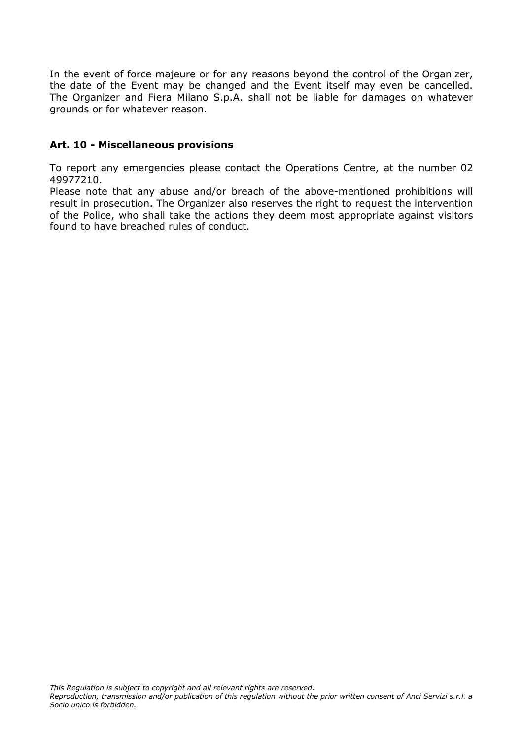In the event of force majeure or for any reasons beyond the control of the Organizer, the date of the Event may be changed and the Event itself may even be cancelled. The Organizer and Fiera Milano S.p.A. shall not be liable for damages on whatever grounds or for whatever reason.

## Art. 10 - Miscellaneous provisions

To report any emergencies please contact the Operations Centre, at the number 02 49977210.
Please note that any abuse and/or breach of the above-mentioned prohibitions will result in prosecution. The Organizer also reserves the right to request the intervention of the Police, who shall take the actions they deem most appropriate against visitors found to have breached rules of conduct.

*This Regulation is subject to copyright and all relevant rights are reserved.*
*Reproduction, transmission and/or publication of this regulation without the prior written consent of Anci Servizi s.r.l. a Socio unico is forbidden.*